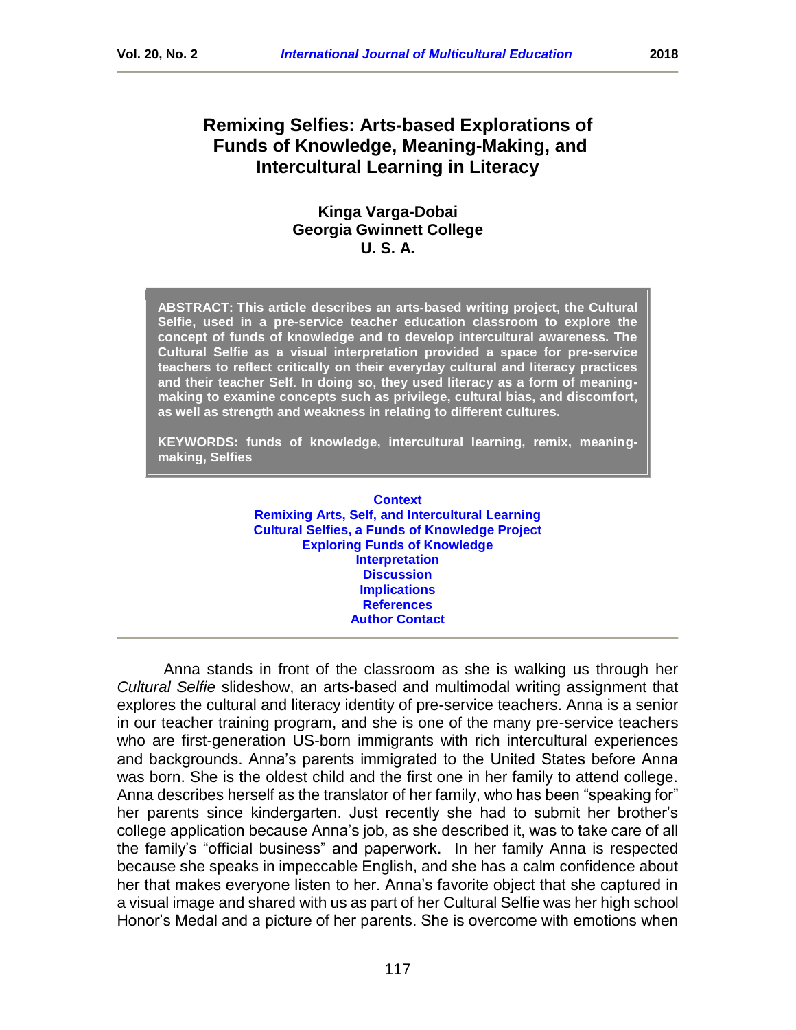# Remixing Selfies: Arts-based Explorations of Funds of Knowledge, Meaning-Making, and Intercultural Learning in Literacy

**Kinga Varga-Dobai**
**Georgia Gwinnett College**
**U. S. A.**

**ABSTRACT: This article describes an arts-based writing project, the Cultural Selfie, used in a pre-service teacher education classroom to explore the concept of funds of knowledge and to develop intercultural awareness. The Cultural Selfie as a visual interpretation provided a space for pre-service teachers to reflect critically on their everyday cultural and literacy practices and their teacher Self. In doing so, they used literacy as a form of meaning-making to examine concepts such as privilege, cultural bias, and discomfort, as well as strength and weakness in relating to different cultures.**

**KEYWORDS: funds of knowledge, intercultural learning, remix, meaning-making, Selfies**

**Context**
**Remixing Arts, Self, and Intercultural Learning**
**Cultural Selfies, a Funds of Knowledge Project**
**Exploring Funds of Knowledge**
**Interpretation**
**Discussion**
**Implications**
**References**
**Author Contact**

---

Anna stands in front of the classroom as she is walking us through her *Cultural Selfie* slideshow, an arts-based and multimodal writing assignment that explores the cultural and literacy identity of pre-service teachers. Anna is a senior in our teacher training program, and she is one of the many pre-service teachers who are first-generation US-born immigrants with rich intercultural experiences and backgrounds. Anna's parents immigrated to the United States before Anna was born. She is the oldest child and the first one in her family to attend college. Anna describes herself as the translator of her family, who has been "speaking for" her parents since kindergarten. Just recently she had to submit her brother's college application because Anna's job, as she described it, was to take care of all the family's "official business" and paperwork. In her family Anna is respected because she speaks in impeccable English, and she has a calm confidence about her that makes everyone listen to her. Anna's favorite object that she captured in a visual image and shared with us as part of her Cultural Selfie was her high school Honor's Medal and a picture of her parents. She is overcome with emotions when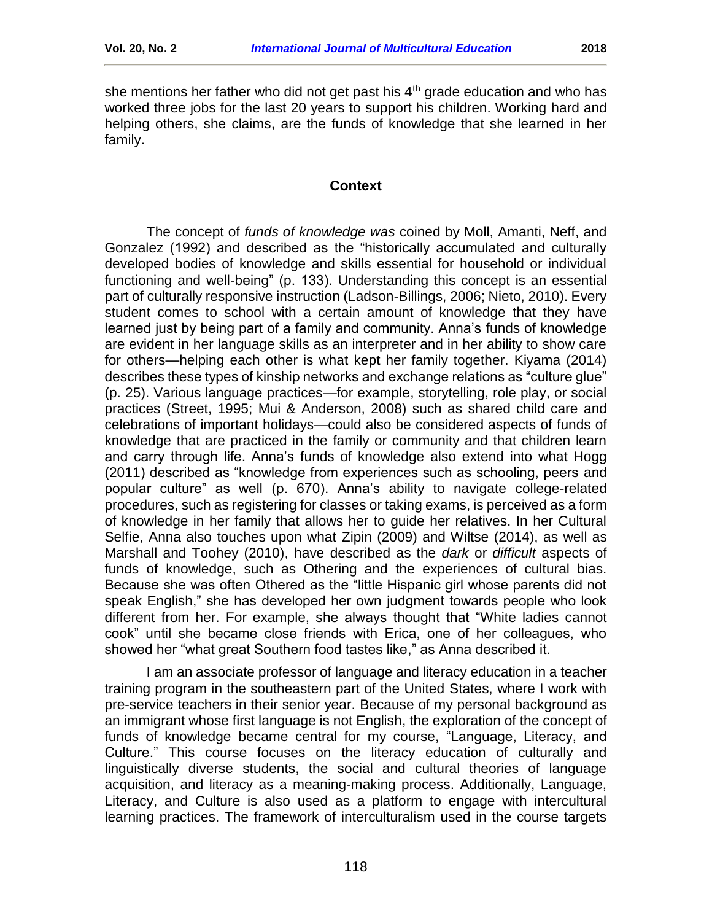she mentions her father who did not get past his 4th grade education and who has worked three jobs for the last 20 years to support his children. Working hard and helping others, she claims, are the funds of knowledge that she learned in her family.

## Context

The concept of *funds of knowledge was* coined by Moll, Amanti, Neff, and Gonzalez (1992) and described as the "historically accumulated and culturally developed bodies of knowledge and skills essential for household or individual functioning and well-being" (p. 133). Understanding this concept is an essential part of culturally responsive instruction (Ladson-Billings, 2006; Nieto, 2010). Every student comes to school with a certain amount of knowledge that they have learned just by being part of a family and community. Anna's funds of knowledge are evident in her language skills as an interpreter and in her ability to show care for others—helping each other is what kept her family together. Kiyama (2014) describes these types of kinship networks and exchange relations as "culture glue" (p. 25). Various language practices—for example, storytelling, role play, or social practices (Street, 1995; Mui & Anderson, 2008) such as shared child care and celebrations of important holidays—could also be considered aspects of funds of knowledge that are practiced in the family or community and that children learn and carry through life. Anna's funds of knowledge also extend into what Hogg (2011) described as "knowledge from experiences such as schooling, peers and popular culture" as well (p. 670). Anna's ability to navigate college-related procedures, such as registering for classes or taking exams, is perceived as a form of knowledge in her family that allows her to guide her relatives. In her Cultural Selfie, Anna also touches upon what Zipin (2009) and Wiltse (2014), as well as Marshall and Toohey (2010), have described as the *dark* or *difficult* aspects of funds of knowledge, such as Othering and the experiences of cultural bias. Because she was often Othered as the "little Hispanic girl whose parents did not speak English," she has developed her own judgment towards people who look different from her. For example, she always thought that "White ladies cannot cook" until she became close friends with Erica, one of her colleagues, who showed her "what great Southern food tastes like," as Anna described it.

I am an associate professor of language and literacy education in a teacher training program in the southeastern part of the United States, where I work with pre-service teachers in their senior year. Because of my personal background as an immigrant whose first language is not English, the exploration of the concept of funds of knowledge became central for my course, "Language, Literacy, and Culture." This course focuses on the literacy education of culturally and linguistically diverse students, the social and cultural theories of language acquisition, and literacy as a meaning-making process. Additionally, Language, Literacy, and Culture is also used as a platform to engage with intercultural learning practices. The framework of interculturalism used in the course targets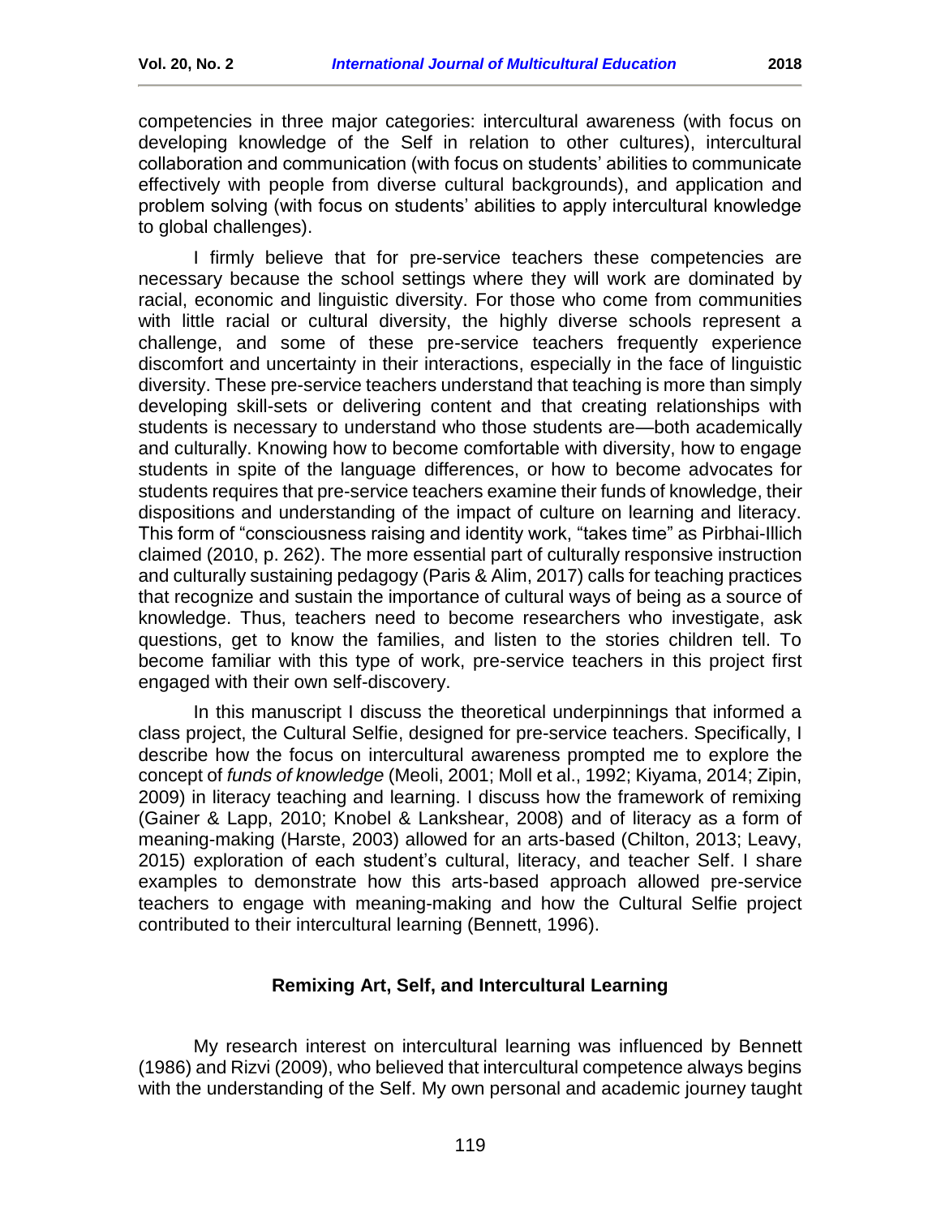competencies in three major categories: intercultural awareness (with focus on developing knowledge of the Self in relation to other cultures), intercultural collaboration and communication (with focus on students' abilities to communicate effectively with people from diverse cultural backgrounds), and application and problem solving (with focus on students' abilities to apply intercultural knowledge to global challenges).

I firmly believe that for pre-service teachers these competencies are necessary because the school settings where they will work are dominated by racial, economic and linguistic diversity. For those who come from communities with little racial or cultural diversity, the highly diverse schools represent a challenge, and some of these pre-service teachers frequently experience discomfort and uncertainty in their interactions, especially in the face of linguistic diversity. These pre-service teachers understand that teaching is more than simply developing skill-sets or delivering content and that creating relationships with students is necessary to understand who those students are—both academically and culturally. Knowing how to become comfortable with diversity, how to engage students in spite of the language differences, or how to become advocates for students requires that pre-service teachers examine their funds of knowledge, their dispositions and understanding of the impact of culture on learning and literacy. This form of "consciousness raising and identity work, "takes time" as Pirbhai-Illich claimed (2010, p. 262). The more essential part of culturally responsive instruction and culturally sustaining pedagogy (Paris & Alim, 2017) calls for teaching practices that recognize and sustain the importance of cultural ways of being as a source of knowledge. Thus, teachers need to become researchers who investigate, ask questions, get to know the families, and listen to the stories children tell. To become familiar with this type of work, pre-service teachers in this project first engaged with their own self-discovery.

In this manuscript I discuss the theoretical underpinnings that informed a class project, the Cultural Selfie, designed for pre-service teachers. Specifically, I describe how the focus on intercultural awareness prompted me to explore the concept of *funds of knowledge* (Meoli, 2001; Moll et al., 1992; Kiyama, 2014; Zipin, 2009) in literacy teaching and learning. I discuss how the framework of remixing (Gainer & Lapp, 2010; Knobel & Lankshear, 2008) and of literacy as a form of meaning-making (Harste, 2003) allowed for an arts-based (Chilton, 2013; Leavy, 2015) exploration of each student's cultural, literacy, and teacher Self. I share examples to demonstrate how this arts-based approach allowed pre-service teachers to engage with meaning-making and how the Cultural Selfie project contributed to their intercultural learning (Bennett, 1996).

## Remixing Art, Self, and Intercultural Learning

My research interest on intercultural learning was influenced by Bennett (1986) and Rizvi (2009), who believed that intercultural competence always begins with the understanding of the Self. My own personal and academic journey taught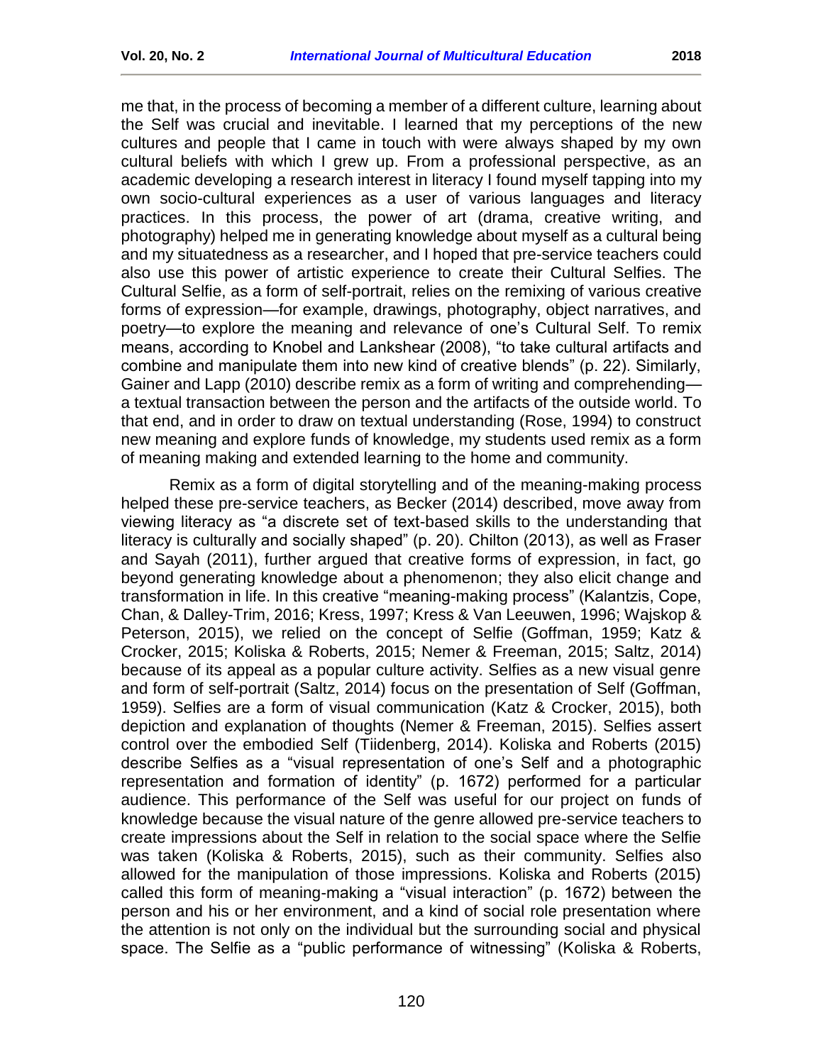me that, in the process of becoming a member of a different culture, learning about the Self was crucial and inevitable. I learned that my perceptions of the new cultures and people that I came in touch with were always shaped by my own cultural beliefs with which I grew up. From a professional perspective, as an academic developing a research interest in literacy I found myself tapping into my own socio-cultural experiences as a user of various languages and literacy practices. In this process, the power of art (drama, creative writing, and photography) helped me in generating knowledge about myself as a cultural being and my situatedness as a researcher, and I hoped that pre-service teachers could also use this power of artistic experience to create their Cultural Selfies. The Cultural Selfie, as a form of self-portrait, relies on the remixing of various creative forms of expression—for example, drawings, photography, object narratives, and poetry—to explore the meaning and relevance of one's Cultural Self. To remix means, according to Knobel and Lankshear (2008), "to take cultural artifacts and combine and manipulate them into new kind of creative blends" (p. 22). Similarly, Gainer and Lapp (2010) describe remix as a form of writing and comprehending—a textual transaction between the person and the artifacts of the outside world. To that end, and in order to draw on textual understanding (Rose, 1994) to construct new meaning and explore funds of knowledge, my students used remix as a form of meaning making and extended learning to the home and community.

Remix as a form of digital storytelling and of the meaning-making process helped these pre-service teachers, as Becker (2014) described, move away from viewing literacy as "a discrete set of text-based skills to the understanding that literacy is culturally and socially shaped" (p. 20). Chilton (2013), as well as Fraser and Sayah (2011), further argued that creative forms of expression, in fact, go beyond generating knowledge about a phenomenon; they also elicit change and transformation in life. In this creative "meaning-making process" (Kalantzis, Cope, Chan, & Dalley-Trim, 2016; Kress, 1997; Kress & Van Leeuwen, 1996; Wajskop & Peterson, 2015), we relied on the concept of Selfie (Goffman, 1959; Katz & Crocker, 2015; Koliska & Roberts, 2015; Nemer & Freeman, 2015; Saltz, 2014) because of its appeal as a popular culture activity. Selfies as a new visual genre and form of self-portrait (Saltz, 2014) focus on the presentation of Self (Goffman, 1959). Selfies are a form of visual communication (Katz & Crocker, 2015), both depiction and explanation of thoughts (Nemer & Freeman, 2015). Selfies assert control over the embodied Self (Tiidenberg, 2014). Koliska and Roberts (2015) describe Selfies as a "visual representation of one's Self and a photographic representation and formation of identity" (p. 1672) performed for a particular audience. This performance of the Self was useful for our project on funds of knowledge because the visual nature of the genre allowed pre-service teachers to create impressions about the Self in relation to the social space where the Selfie was taken (Koliska & Roberts, 2015), such as their community. Selfies also allowed for the manipulation of those impressions. Koliska and Roberts (2015) called this form of meaning-making a "visual interaction" (p. 1672) between the person and his or her environment, and a kind of social role presentation where the attention is not only on the individual but the surrounding social and physical space. The Selfie as a "public performance of witnessing" (Koliska & Roberts,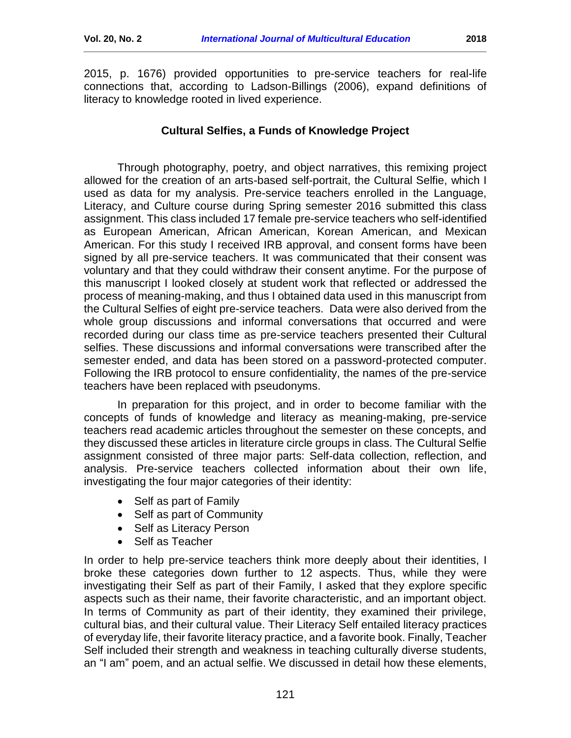2015, p. 1676) provided opportunities to pre-service teachers for real-life connections that, according to Ladson-Billings (2006), expand definitions of literacy to knowledge rooted in lived experience.

## Cultural Selfies, a Funds of Knowledge Project

Through photography, poetry, and object narratives, this remixing project allowed for the creation of an arts-based self-portrait, the Cultural Selfie, which I used as data for my analysis. Pre-service teachers enrolled in the Language, Literacy, and Culture course during Spring semester 2016 submitted this class assignment. This class included 17 female pre-service teachers who self-identified as European American, African American, Korean American, and Mexican American. For this study I received IRB approval, and consent forms have been signed by all pre-service teachers. It was communicated that their consent was voluntary and that they could withdraw their consent anytime. For the purpose of this manuscript I looked closely at student work that reflected or addressed the process of meaning-making, and thus I obtained data used in this manuscript from the Cultural Selfies of eight pre-service teachers. Data were also derived from the whole group discussions and informal conversations that occurred and were recorded during our class time as pre-service teachers presented their Cultural selfies. These discussions and informal conversations were transcribed after the semester ended, and data has been stored on a password-protected computer. Following the IRB protocol to ensure confidentiality, the names of the pre-service teachers have been replaced with pseudonyms.

In preparation for this project, and in order to become familiar with the concepts of funds of knowledge and literacy as meaning-making, pre-service teachers read academic articles throughout the semester on these concepts, and they discussed these articles in literature circle groups in class. The Cultural Selfie assignment consisted of three major parts: Self-data collection, reflection, and analysis. Pre-service teachers collected information about their own life, investigating the four major categories of their identity:

- Self as part of Family
- Self as part of Community
- Self as Literacy Person
- Self as Teacher

In order to help pre-service teachers think more deeply about their identities, I broke these categories down further to 12 aspects. Thus, while they were investigating their Self as part of their Family, I asked that they explore specific aspects such as their name, their favorite characteristic, and an important object. In terms of Community as part of their identity, they examined their privilege, cultural bias, and their cultural value. Their Literacy Self entailed literacy practices of everyday life, their favorite literacy practice, and a favorite book. Finally, Teacher Self included their strength and weakness in teaching culturally diverse students, an "I am" poem, and an actual selfie. We discussed in detail how these elements,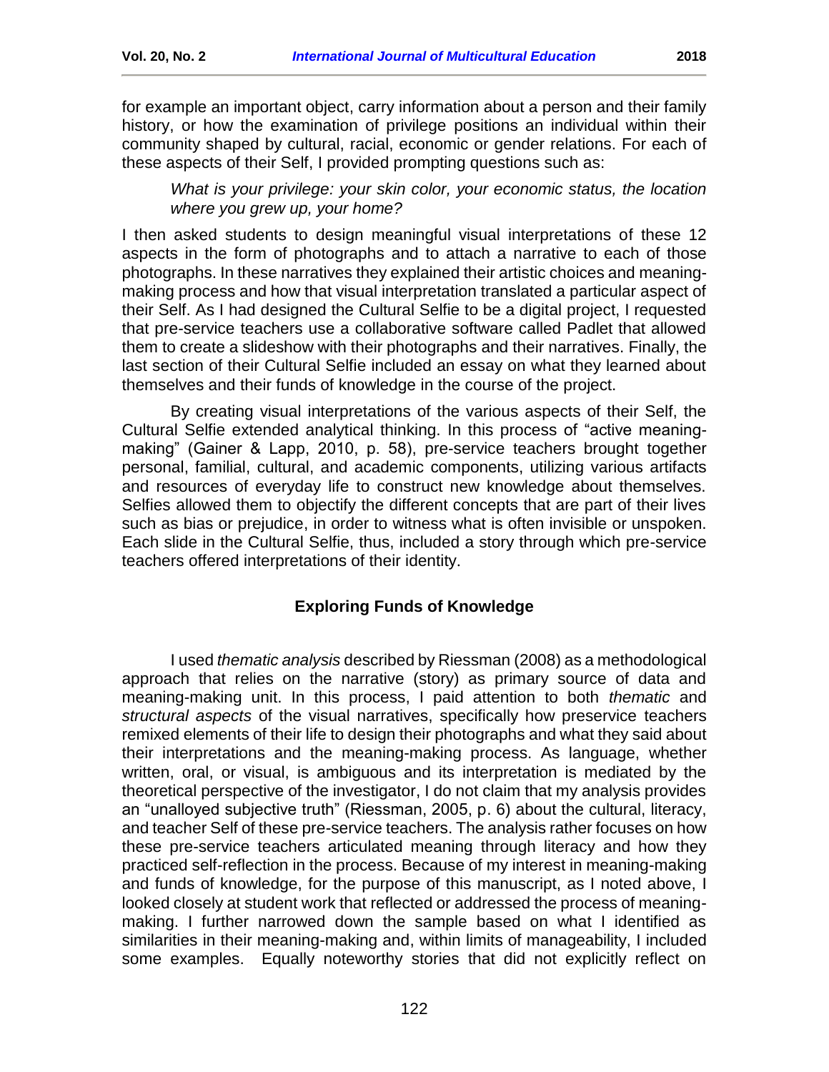for example an important object, carry information about a person and their family history, or how the examination of privilege positions an individual within their community shaped by cultural, racial, economic or gender relations. For each of these aspects of their Self, I provided prompting questions such as:

> *What is your privilege: your skin color, your economic status, the location where you grew up, your home?*

I then asked students to design meaningful visual interpretations of these 12 aspects in the form of photographs and to attach a narrative to each of those photographs. In these narratives they explained their artistic choices and meaning-making process and how that visual interpretation translated a particular aspect of their Self. As I had designed the Cultural Selfie to be a digital project, I requested that pre-service teachers use a collaborative software called Padlet that allowed them to create a slideshow with their photographs and their narratives. Finally, the last section of their Cultural Selfie included an essay on what they learned about themselves and their funds of knowledge in the course of the project.

By creating visual interpretations of the various aspects of their Self, the Cultural Selfie extended analytical thinking. In this process of "active meaning-making" (Gainer & Lapp, 2010, p. 58), pre-service teachers brought together personal, familial, cultural, and academic components, utilizing various artifacts and resources of everyday life to construct new knowledge about themselves. Selfies allowed them to objectify the different concepts that are part of their lives such as bias or prejudice, in order to witness what is often invisible or unspoken. Each slide in the Cultural Selfie, thus, included a story through which pre-service teachers offered interpretations of their identity.

## Exploring Funds of Knowledge

I used *thematic analysis* described by Riessman (2008) as a methodological approach that relies on the narrative (story) as primary source of data and meaning-making unit. In this process, I paid attention to both *thematic* and *structural aspects* of the visual narratives, specifically how preservice teachers remixed elements of their life to design their photographs and what they said about their interpretations and the meaning-making process. As language, whether written, oral, or visual, is ambiguous and its interpretation is mediated by the theoretical perspective of the investigator, I do not claim that my analysis provides an "unalloyed subjective truth" (Riessman, 2005, p. 6) about the cultural, literacy, and teacher Self of these pre-service teachers. The analysis rather focuses on how these pre-service teachers articulated meaning through literacy and how they practiced self-reflection in the process. Because of my interest in meaning-making and funds of knowledge, for the purpose of this manuscript, as I noted above, I looked closely at student work that reflected or addressed the process of meaning-making. I further narrowed down the sample based on what I identified as similarities in their meaning-making and, within limits of manageability, I included some examples. Equally noteworthy stories that did not explicitly reflect on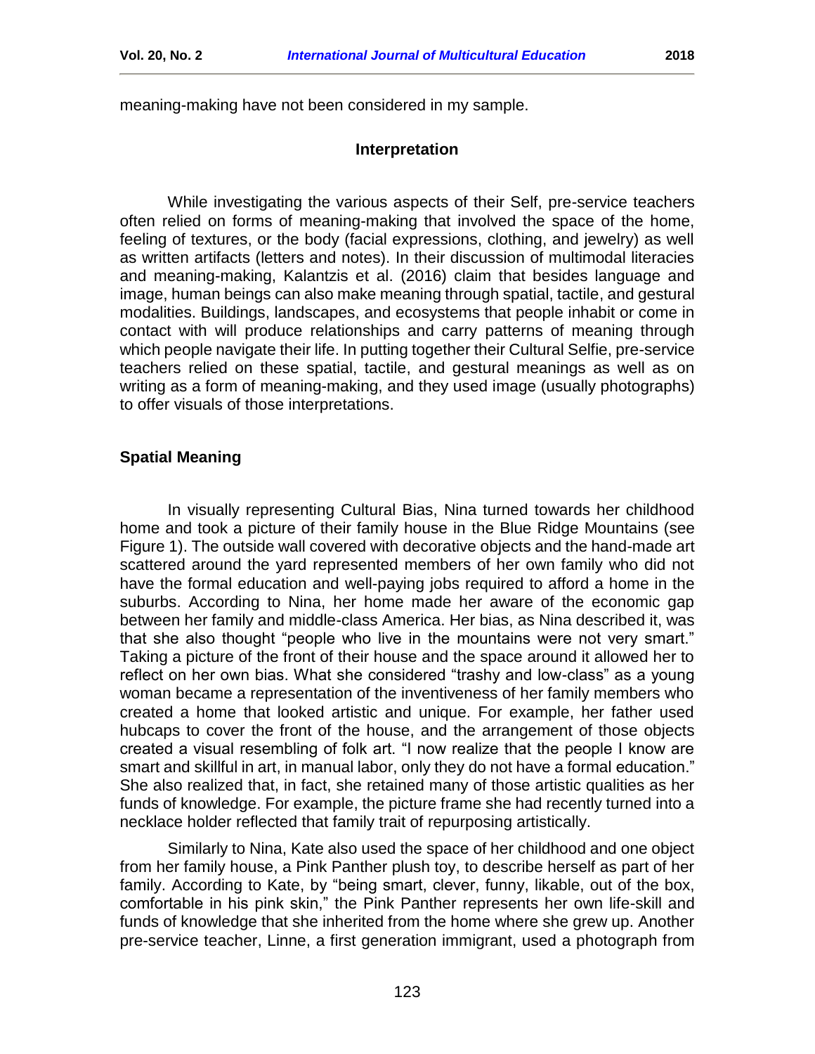meaning-making have not been considered in my sample.

## Interpretation

While investigating the various aspects of their Self, pre-service teachers often relied on forms of meaning-making that involved the space of the home, feeling of textures, or the body (facial expressions, clothing, and jewelry) as well as written artifacts (letters and notes). In their discussion of multimodal literacies and meaning-making, Kalantzis et al. (2016) claim that besides language and image, human beings can also make meaning through spatial, tactile, and gestural modalities. Buildings, landscapes, and ecosystems that people inhabit or come in contact with will produce relationships and carry patterns of meaning through which people navigate their life. In putting together their Cultural Selfie, pre-service teachers relied on these spatial, tactile, and gestural meanings as well as on writing as a form of meaning-making, and they used image (usually photographs) to offer visuals of those interpretations.

### Spatial Meaning

In visually representing Cultural Bias, Nina turned towards her childhood home and took a picture of their family house in the Blue Ridge Mountains (see Figure 1). The outside wall covered with decorative objects and the hand-made art scattered around the yard represented members of her own family who did not have the formal education and well-paying jobs required to afford a home in the suburbs. According to Nina, her home made her aware of the economic gap between her family and middle-class America. Her bias, as Nina described it, was that she also thought "people who live in the mountains were not very smart." Taking a picture of the front of their house and the space around it allowed her to reflect on her own bias. What she considered "trashy and low-class" as a young woman became a representation of the inventiveness of her family members who created a home that looked artistic and unique. For example, her father used hubcaps to cover the front of the house, and the arrangement of those objects created a visual resembling of folk art. "I now realize that the people I know are smart and skillful in art, in manual labor, only they do not have a formal education." She also realized that, in fact, she retained many of those artistic qualities as her funds of knowledge. For example, the picture frame she had recently turned into a necklace holder reflected that family trait of repurposing artistically.

Similarly to Nina, Kate also used the space of her childhood and one object from her family house, a Pink Panther plush toy, to describe herself as part of her family. According to Kate, by "being smart, clever, funny, likable, out of the box, comfortable in his pink skin," the Pink Panther represents her own life-skill and funds of knowledge that she inherited from the home where she grew up. Another pre-service teacher, Linne, a first generation immigrant, used a photograph from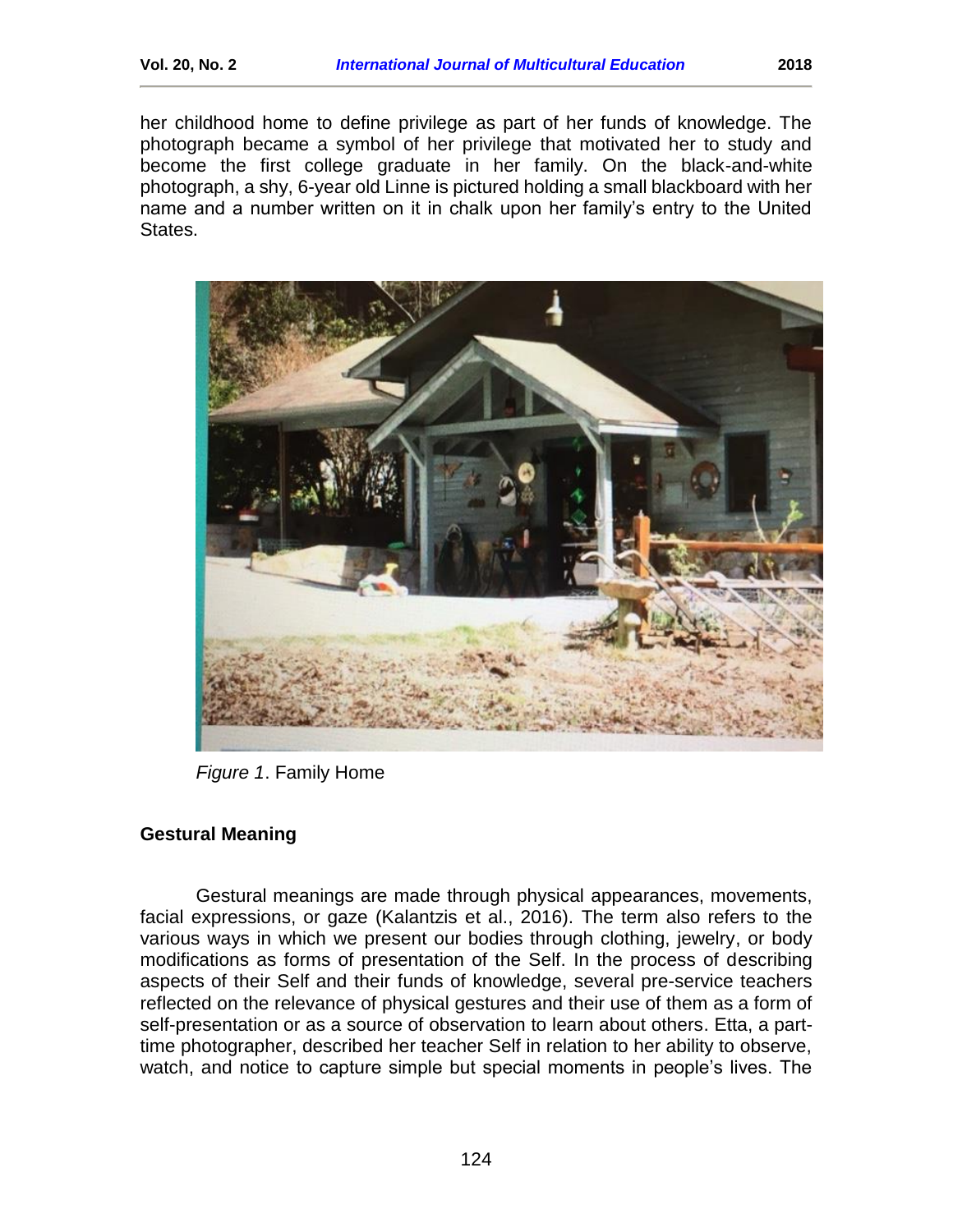her childhood home to define privilege as part of her funds of knowledge. The photograph became a symbol of her privilege that motivated her to study and become the first college graduate in her family. On the black-and-white photograph, a shy, 6-year old Linne is pictured holding a small blackboard with her name and a number written on it in chalk upon her family's entry to the United States.

*Figure 1*. Family Home

### Gestural Meaning

Gestural meanings are made through physical appearances, movements, facial expressions, or gaze (Kalantzis et al., 2016). The term also refers to the various ways in which we present our bodies through clothing, jewelry, or body modifications as forms of presentation of the Self. In the process of describing aspects of their Self and their funds of knowledge, several pre-service teachers reflected on the relevance of physical gestures and their use of them as a form of self-presentation or as a source of observation to learn about others. Etta, a part-time photographer, described her teacher Self in relation to her ability to observe, watch, and notice to capture simple but special moments in people's lives. The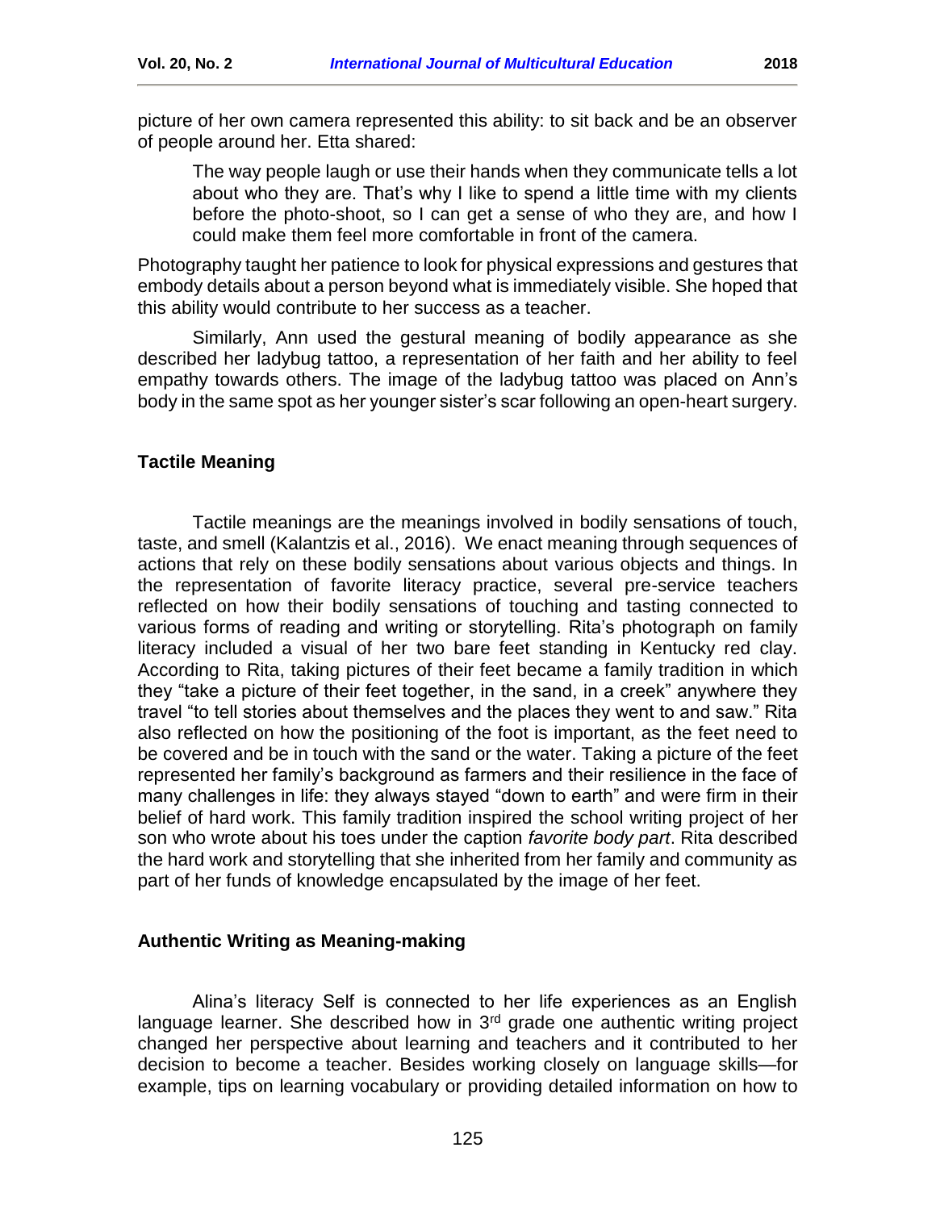picture of her own camera represented this ability: to sit back and be an observer of people around her. Etta shared:

> The way people laugh or use their hands when they communicate tells a lot about who they are. That's why I like to spend a little time with my clients before the photo-shoot, so I can get a sense of who they are, and how I could make them feel more comfortable in front of the camera.

Photography taught her patience to look for physical expressions and gestures that embody details about a person beyond what is immediately visible. She hoped that this ability would contribute to her success as a teacher.

Similarly, Ann used the gestural meaning of bodily appearance as she described her ladybug tattoo, a representation of her faith and her ability to feel empathy towards others. The image of the ladybug tattoo was placed on Ann's body in the same spot as her younger sister's scar following an open-heart surgery.

### Tactile Meaning

Tactile meanings are the meanings involved in bodily sensations of touch, taste, and smell (Kalantzis et al., 2016). We enact meaning through sequences of actions that rely on these bodily sensations about various objects and things. In the representation of favorite literacy practice, several pre-service teachers reflected on how their bodily sensations of touching and tasting connected to various forms of reading and writing or storytelling. Rita's photograph on family literacy included a visual of her two bare feet standing in Kentucky red clay. According to Rita, taking pictures of their feet became a family tradition in which they "take a picture of their feet together, in the sand, in a creek" anywhere they travel "to tell stories about themselves and the places they went to and saw." Rita also reflected on how the positioning of the foot is important, as the feet need to be covered and be in touch with the sand or the water. Taking a picture of the feet represented her family's background as farmers and their resilience in the face of many challenges in life: they always stayed "down to earth" and were firm in their belief of hard work. This family tradition inspired the school writing project of her son who wrote about his toes under the caption *favorite body part*. Rita described the hard work and storytelling that she inherited from her family and community as part of her funds of knowledge encapsulated by the image of her feet.

### Authentic Writing as Meaning-making

Alina's literacy Self is connected to her life experiences as an English language learner. She described how in 3rd grade one authentic writing project changed her perspective about learning and teachers and it contributed to her decision to become a teacher. Besides working closely on language skills—for example, tips on learning vocabulary or providing detailed information on how to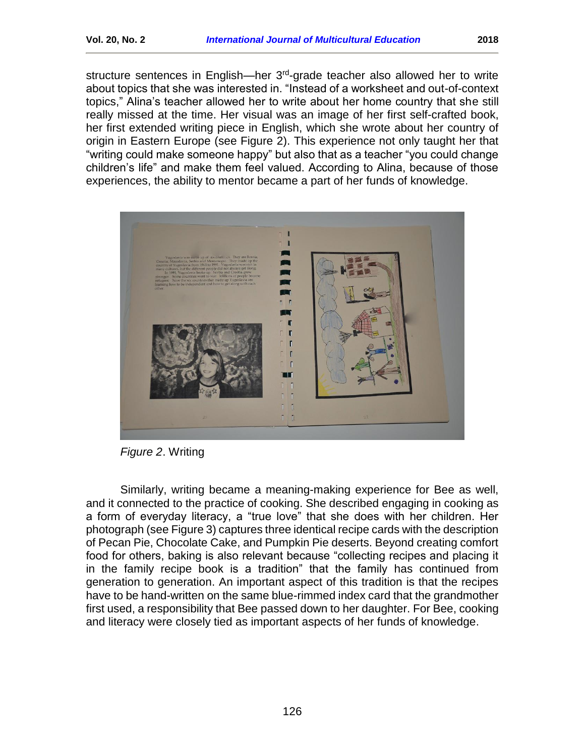structure sentences in English—her 3rd-grade teacher also allowed her to write about topics that she was interested in. "Instead of a worksheet and out-of-context topics," Alina's teacher allowed her to write about her home country that she still really missed at the time. Her visual was an image of her first self-crafted book, her first extended writing piece in English, which she wrote about her country of origin in Eastern Europe (see Figure 2). This experience not only taught her that "writing could make someone happy" but also that as a teacher "you could change children's life" and make them feel valued. According to Alina, because of those experiences, the ability to mentor became a part of her funds of knowledge.

*Figure 2*. Writing

Similarly, writing became a meaning-making experience for Bee as well, and it connected to the practice of cooking. She described engaging in cooking as a form of everyday literacy, a "true love" that she does with her children. Her photograph (see Figure 3) captures three identical recipe cards with the description of Pecan Pie, Chocolate Cake, and Pumpkin Pie deserts. Beyond creating comfort food for others, baking is also relevant because "collecting recipes and placing it in the family recipe book is a tradition" that the family has continued from generation to generation. An important aspect of this tradition is that the recipes have to be hand-written on the same blue-rimmed index card that the grandmother first used, a responsibility that Bee passed down to her daughter. For Bee, cooking and literacy were closely tied as important aspects of her funds of knowledge.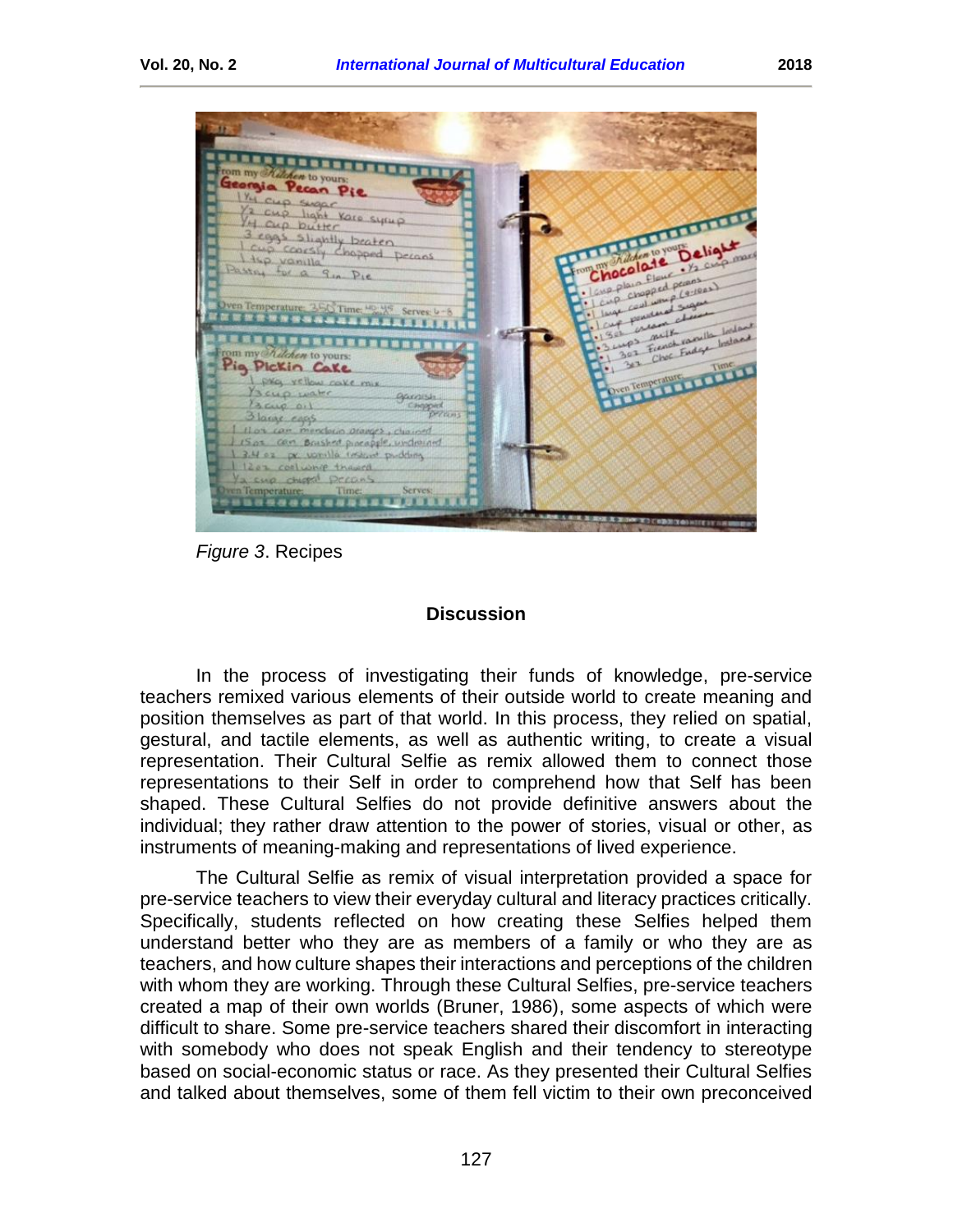*Figure 3*. Recipes

## Discussion

In the process of investigating their funds of knowledge, pre-service teachers remixed various elements of their outside world to create meaning and position themselves as part of that world. In this process, they relied on spatial, gestural, and tactile elements, as well as authentic writing, to create a visual representation. Their Cultural Selfie as remix allowed them to connect those representations to their Self in order to comprehend how that Self has been shaped. These Cultural Selfies do not provide definitive answers about the individual; they rather draw attention to the power of stories, visual or other, as instruments of meaning-making and representations of lived experience.

The Cultural Selfie as remix of visual interpretation provided a space for pre-service teachers to view their everyday cultural and literacy practices critically. Specifically, students reflected on how creating these Selfies helped them understand better who they are as members of a family or who they are as teachers, and how culture shapes their interactions and perceptions of the children with whom they are working. Through these Cultural Selfies, pre-service teachers created a map of their own worlds (Bruner, 1986), some aspects of which were difficult to share. Some pre-service teachers shared their discomfort in interacting with somebody who does not speak English and their tendency to stereotype based on social-economic status or race. As they presented their Cultural Selfies and talked about themselves, some of them fell victim to their own preconceived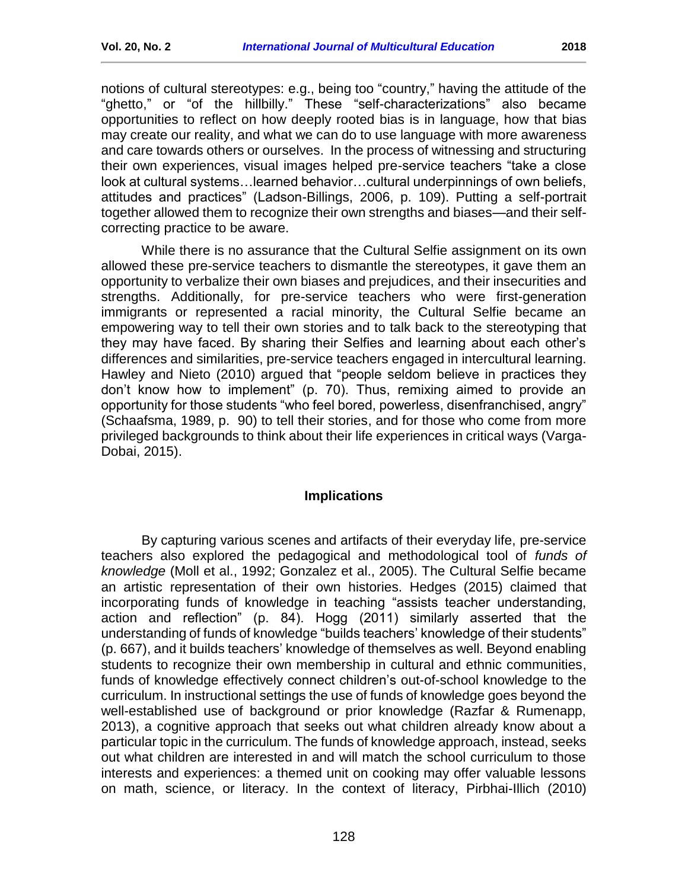notions of cultural stereotypes: e.g., being too "country," having the attitude of the "ghetto," or "of the hillbilly." These "self-characterizations" also became opportunities to reflect on how deeply rooted bias is in language, how that bias may create our reality, and what we can do to use language with more awareness and care towards others or ourselves. In the process of witnessing and structuring their own experiences, visual images helped pre-service teachers "take a close look at cultural systems…learned behavior…cultural underpinnings of own beliefs, attitudes and practices" (Ladson-Billings, 2006, p. 109). Putting a self-portrait together allowed them to recognize their own strengths and biases—and their self-correcting practice to be aware.

While there is no assurance that the Cultural Selfie assignment on its own allowed these pre-service teachers to dismantle the stereotypes, it gave them an opportunity to verbalize their own biases and prejudices, and their insecurities and strengths. Additionally, for pre-service teachers who were first-generation immigrants or represented a racial minority, the Cultural Selfie became an empowering way to tell their own stories and to talk back to the stereotyping that they may have faced. By sharing their Selfies and learning about each other's differences and similarities, pre-service teachers engaged in intercultural learning. Hawley and Nieto (2010) argued that "people seldom believe in practices they don't know how to implement" (p. 70). Thus, remixing aimed to provide an opportunity for those students "who feel bored, powerless, disenfranchised, angry" (Schaafsma, 1989, p. 90) to tell their stories, and for those who come from more privileged backgrounds to think about their life experiences in critical ways (Varga-Dobai, 2015).

## Implications

By capturing various scenes and artifacts of their everyday life, pre-service teachers also explored the pedagogical and methodological tool of *funds of knowledge* (Moll et al., 1992; Gonzalez et al., 2005). The Cultural Selfie became an artistic representation of their own histories. Hedges (2015) claimed that incorporating funds of knowledge in teaching "assists teacher understanding, action and reflection" (p. 84). Hogg (2011) similarly asserted that the understanding of funds of knowledge "builds teachers' knowledge of their students" (p. 667), and it builds teachers' knowledge of themselves as well. Beyond enabling students to recognize their own membership in cultural and ethnic communities, funds of knowledge effectively connect children's out-of-school knowledge to the curriculum. In instructional settings the use of funds of knowledge goes beyond the well-established use of background or prior knowledge (Razfar & Rumenapp, 2013), a cognitive approach that seeks out what children already know about a particular topic in the curriculum. The funds of knowledge approach, instead, seeks out what children are interested in and will match the school curriculum to those interests and experiences: a themed unit on cooking may offer valuable lessons on math, science, or literacy. In the context of literacy, Pirbhai-Illich (2010)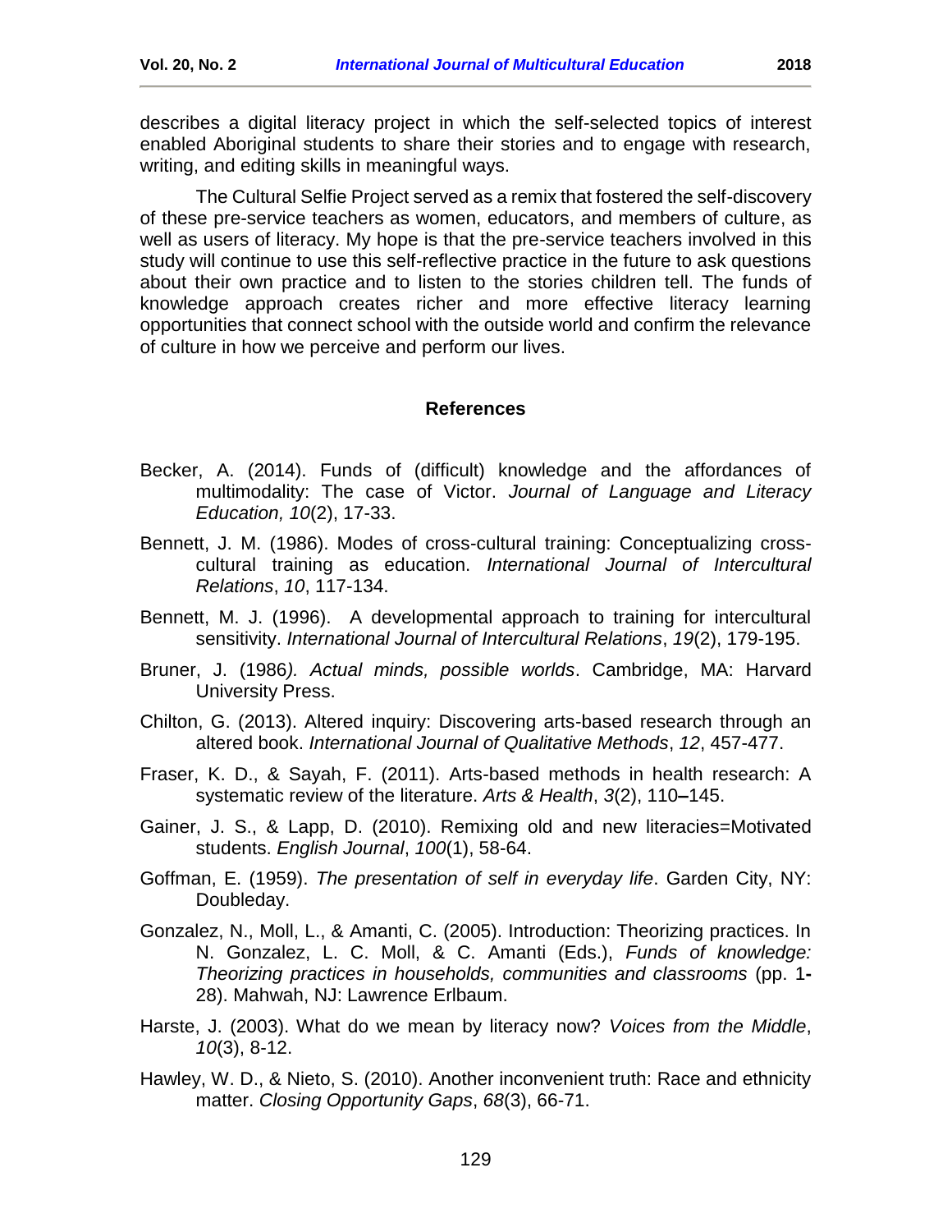describes a digital literacy project in which the self-selected topics of interest enabled Aboriginal students to share their stories and to engage with research, writing, and editing skills in meaningful ways.

The Cultural Selfie Project served as a remix that fostered the self-discovery of these pre-service teachers as women, educators, and members of culture, as well as users of literacy. My hope is that the pre-service teachers involved in this study will continue to use this self-reflective practice in the future to ask questions about their own practice and to listen to the stories children tell. The funds of knowledge approach creates richer and more effective literacy learning opportunities that connect school with the outside world and confirm the relevance of culture in how we perceive and perform our lives.

## References

Becker, A. (2014). Funds of (difficult) knowledge and the affordances of multimodality: The case of Victor. *Journal of Language and Literacy Education, 10*(2), 17-33.

Bennett, J. M. (1986). Modes of cross-cultural training: Conceptualizing cross-cultural training as education. *International Journal of Intercultural Relations*, *10*, 117-134.

Bennett, M. J. (1996). A developmental approach to training for intercultural sensitivity. *International Journal of Intercultural Relations*, *19*(2), 179-195.

Bruner, J. (1986*). Actual minds, possible worlds*. Cambridge, MA: Harvard University Press.

Chilton, G. (2013). Altered inquiry: Discovering arts-based research through an altered book. *International Journal of Qualitative Methods*, *12*, 457-477.

Fraser, K. D., & Sayah, F. (2011). Arts-based methods in health research: A systematic review of the literature. *Arts & Health*, *3*(2), 110**–**145.

Gainer, J. S., & Lapp, D. (2010). Remixing old and new literacies=Motivated students. *English Journal*, *100*(1), 58-64.

Goffman, E. (1959). *The presentation of self in everyday life*. Garden City, NY: Doubleday.

Gonzalez, N., Moll, L., & Amanti, C. (2005). Introduction: Theorizing practices. In N. Gonzalez, L. C. Moll, & C. Amanti (Eds.), *Funds of knowledge: Theorizing practices in households, communities and classrooms* (pp. 1**-** 28). Mahwah, NJ: Lawrence Erlbaum.

Harste, J. (2003). What do we mean by literacy now? *Voices from the Middle*, *10*(3), 8-12.

Hawley, W. D., & Nieto, S. (2010). Another inconvenient truth: Race and ethnicity matter. *Closing Opportunity Gaps*, *68*(3), 66-71.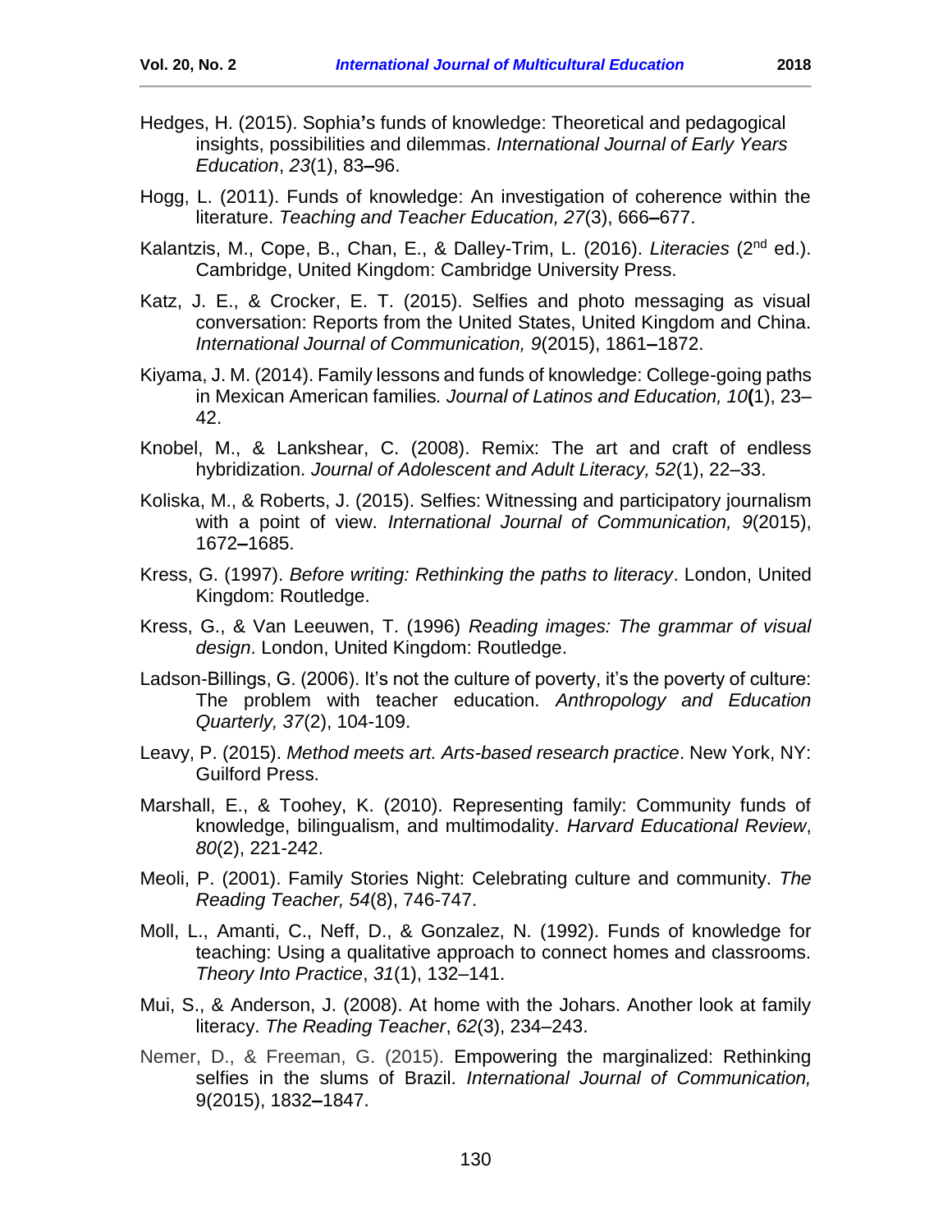Hedges, H. (2015). Sophia's funds of knowledge: Theoretical and pedagogical insights, possibilities and dilemmas. *International Journal of Early Years Education*, *23*(1), 83–96.

Hogg, L. (2011). Funds of knowledge: An investigation of coherence within the literature. *Teaching and Teacher Education, 27*(3), 666–677.

Kalantzis, M., Cope, B., Chan, E., & Dalley-Trim, L. (2016). *Literacies* (2nd ed.). Cambridge, United Kingdom: Cambridge University Press.

Katz, J. E., & Crocker, E. T. (2015). Selfies and photo messaging as visual conversation: Reports from the United States, United Kingdom and China. *International Journal of Communication, 9*(2015), 1861–1872.

Kiyama, J. M. (2014). Family lessons and funds of knowledge: College-going paths in Mexican American families. *Journal of Latinos and Education, 10*(1), 23–42.

Knobel, M., & Lankshear, C. (2008). Remix: The art and craft of endless hybridization. *Journal of Adolescent and Adult Literacy, 52*(1), 22–33.

Koliska, M., & Roberts, J. (2015). Selfies: Witnessing and participatory journalism with a point of view. *International Journal of Communication, 9*(2015), 1672–1685.

Kress, G. (1997). *Before writing: Rethinking the paths to literacy*. London, United Kingdom: Routledge.

Kress, G., & Van Leeuwen, T. (1996) *Reading images: The grammar of visual design*. London, United Kingdom: Routledge.

Ladson-Billings, G. (2006). It's not the culture of poverty, it's the poverty of culture: The problem with teacher education. *Anthropology and Education Quarterly, 37*(2), 104-109.

Leavy, P. (2015). *Method meets art. Arts-based research practice*. New York, NY: Guilford Press.

Marshall, E., & Toohey, K. (2010). Representing family: Community funds of knowledge, bilingualism, and multimodality. *Harvard Educational Review*, *80*(2), 221-242.

Meoli, P. (2001). Family Stories Night: Celebrating culture and community. *The Reading Teacher, 54*(8), 746-747.

Moll, L., Amanti, C., Neff, D., & Gonzalez, N. (1992). Funds of knowledge for teaching: Using a qualitative approach to connect homes and classrooms. *Theory Into Practice*, *31*(1), 132–141.

Mui, S., & Anderson, J. (2008). At home with the Johars. Another look at family literacy. *The Reading Teacher*, *62*(3), 234–243.

Nemer, D., & Freeman, G. (2015). Empowering the marginalized: Rethinking selfies in the slums of Brazil. *International Journal of Communication,* 9(2015), 1832–1847.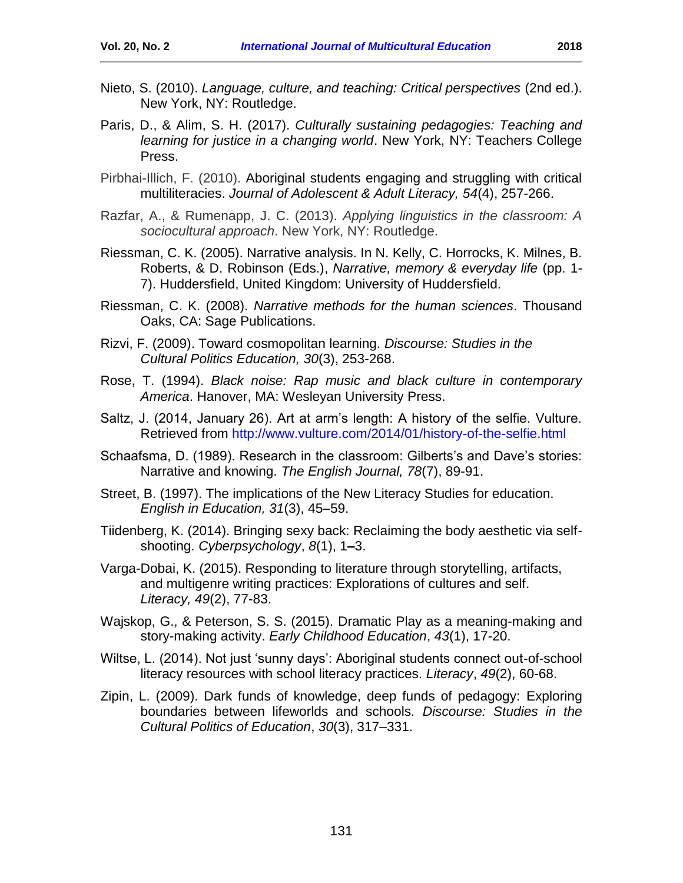Nieto, S. (2010). *Language, culture, and teaching: Critical perspectives* (2nd ed.). New York, NY: Routledge.

Paris, D., & Alim, S. H. (2017). *Culturally sustaining pedagogies: Teaching and learning for justice in a changing world*. New York, NY: Teachers College Press.

Pirbhai-Illich, F. (2010). Aboriginal students engaging and struggling with critical multiliteracies. *Journal of Adolescent & Adult Literacy, 54*(4), 257-266.

Razfar, A., & Rumenapp, J. C. (2013). *Applying linguistics in the classroom: A sociocultural approach*. New York, NY: Routledge.

Riessman, C. K. (2005). Narrative analysis. In N. Kelly, C. Horrocks, K. Milnes, B. Roberts, & D. Robinson (Eds.), *Narrative, memory & everyday life* (pp. 1-7). Huddersfield, United Kingdom: University of Huddersfield.

Riessman, C. K. (2008). *Narrative methods for the human sciences*. Thousand Oaks, CA: Sage Publications.

Rizvi, F. (2009). Toward cosmopolitan learning. *Discourse: Studies in the Cultural Politics Education, 30*(3), 253-268.

Rose, T. (1994). *Black noise: Rap music and black culture in contemporary America*. Hanover, MA: Wesleyan University Press.

Saltz, J. (2014, January 26). Art at arm's length: A history of the selfie. Vulture. Retrieved from http://www.vulture.com/2014/01/history-of-the-selfie.html

Schaafsma, D. (1989). Research in the classroom: Gilberts's and Dave's stories: Narrative and knowing. *The English Journal, 78*(7), 89-91.

Street, B. (1997). The implications of the New Literacy Studies for education. *English in Education, 31*(3), 45–59.

Tiidenberg, K. (2014). Bringing sexy back: Reclaiming the body aesthetic via self-shooting. *Cyberpsychology*, *8*(1), 1–3.

Varga-Dobai, K. (2015). Responding to literature through storytelling, artifacts, and multigenre writing practices: Explorations of cultures and self. *Literacy, 49*(2), 77-83.

Wajskop, G., & Peterson, S. S. (2015). Dramatic Play as a meaning-making and story-making activity. *Early Childhood Education*, *43*(1), 17-20.

Wiltse, L. (2014). Not just 'sunny days': Aboriginal students connect out-of-school literacy resources with school literacy practices. *Literacy*, *49*(2), 60-68.

Zipin, L. (2009). Dark funds of knowledge, deep funds of pedagogy: Exploring boundaries between lifeworlds and schools. *Discourse: Studies in the Cultural Politics of Education*, *30*(3), 317–331.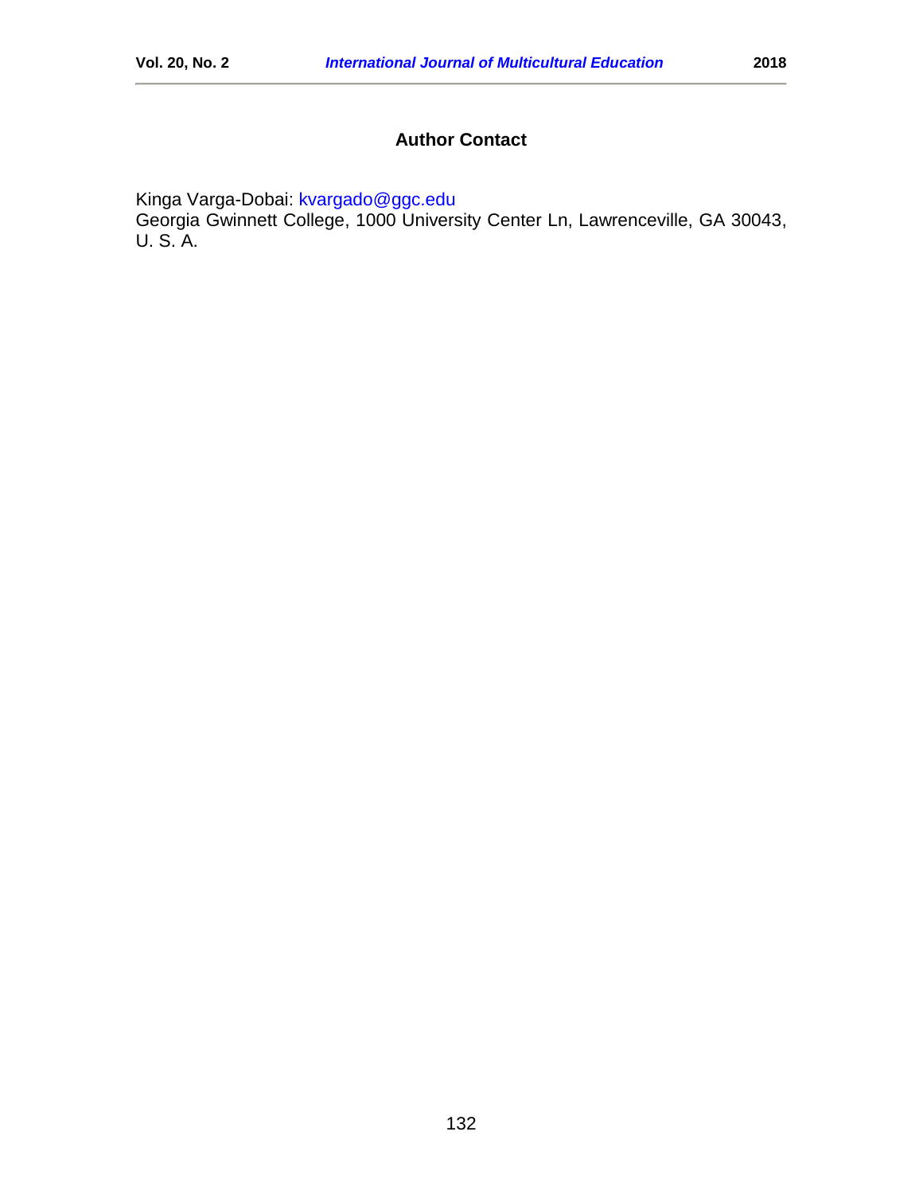## Author Contact

Kinga Varga-Dobai: kvargado@ggc.edu
Georgia Gwinnett College, 1000 University Center Ln, Lawrenceville, GA 30043, U. S. A.